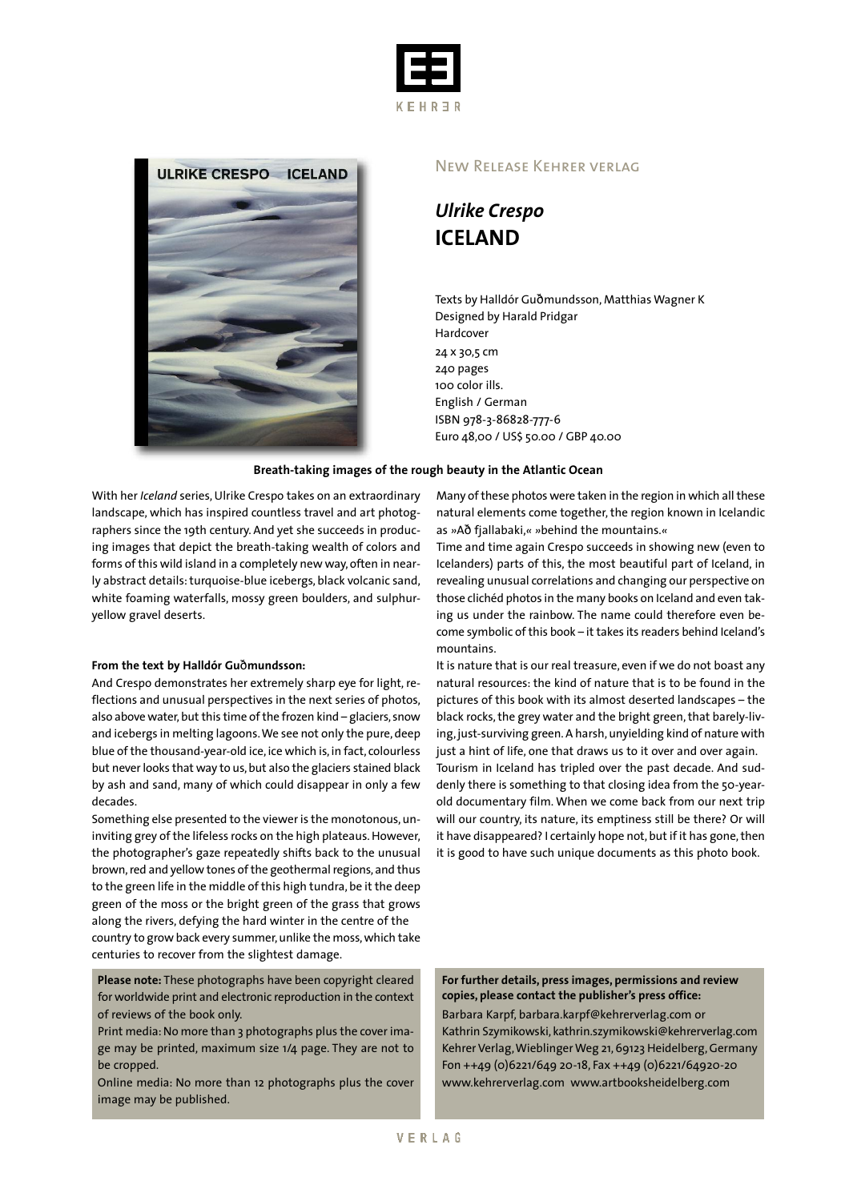New Release Kehrer verlag

# *Ulrike Crespo*
# ICELAND

Texts by Halldór Guðmundsson, Matthias Wagner K
Designed by Harald Pridgar
Hardcover
24 x 30,5 cm
240 pages
100 color ills.
English / German
ISBN 978-3-86828-777-6
Euro 48,00 / US$ 50.00 / GBP 40.00

**Breath-taking images of the rough beauty in the Atlantic Ocean**

With her *Iceland* series, Ulrike Crespo takes on an extraordinary landscape, which has inspired countless travel and art photographers since the 19th century. And yet she succeeds in producing images that depict the breath-taking wealth of colors and forms of this wild island in a completely new way, often in nearly abstract details: turquoise-blue icebergs, black volcanic sand, white foaming waterfalls, mossy green boulders, and sulphur-yellow gravel deserts.

**From the text by Halldór Guðmundsson:**

And Crespo demonstrates her extremely sharp eye for light, reflections and unusual perspectives in the next series of photos, also above water, but this time of the frozen kind – glaciers, snow and icebergs in melting lagoons. We see not only the pure, deep blue of the thousand-year-old ice, ice which is, in fact, colourless but never looks that way to us, but also the glaciers stained black by ash and sand, many of which could disappear in only a few decades.

Something else presented to the viewer is the monotonous, uninviting grey of the lifeless rocks on the high plateaus. However, the photographer's gaze repeatedly shifts back to the unusual brown, red and yellow tones of the geothermal regions, and thus to the green life in the middle of this high tundra, be it the deep green of the moss or the bright green of the grass that grows along the rivers, defying the hard winter in the centre of the country to grow back every summer, unlike the moss, which take centuries to recover from the slightest damage.

Many of these photos were taken in the region in which all these natural elements come together, the region known in Icelandic as »Að fjallabaki,« »behind the mountains.«

Time and time again Crespo succeeds in showing new (even to Icelanders) parts of this, the most beautiful part of Iceland, in revealing unusual correlations and changing our perspective on those clichéd photos in the many books on Iceland and even taking us under the rainbow. The name could therefore even become symbolic of this book – it takes its readers behind Iceland's mountains.

It is nature that is our real treasure, even if we do not boast any natural resources: the kind of nature that is to be found in the pictures of this book with its almost deserted landscapes – the black rocks, the grey water and the bright green, that barely-living, just-surviving green. A harsh, unyielding kind of nature with just a hint of life, one that draws us to it over and over again.

Tourism in Iceland has tripled over the past decade. And suddenly there is something to that closing idea from the 50-year-old documentary film. When we come back from our next trip will our country, its nature, its emptiness still be there? Or will it have disappeared? I certainly hope not, but if it has gone, then it is good to have such unique documents as this photo book.

**Please note:** These photographs have been copyright cleared for worldwide print and electronic reproduction in the context of reviews of the book only.

Print media: No more than 3 photographs plus the cover image may be printed, maximum size 1/4 page. They are not to be cropped.

Online media: No more than 12 photographs plus the cover image may be published.

**For further details, press images, permissions and review copies, please contact the publisher's press office:**

Barbara Karpf, barbara.karpf@kehrerverlag.com or
Kathrin Szymikowski, kathrin.szymikowski@kehrerverlag.com
Kehrer Verlag, Wieblinger Weg 21, 69123 Heidelberg, Germany
Fon ++49 (0)6221/649 20-18, Fax ++49 (0)6221/64920-20
www.kehrerverlag.com www.artbooksheidelberg.com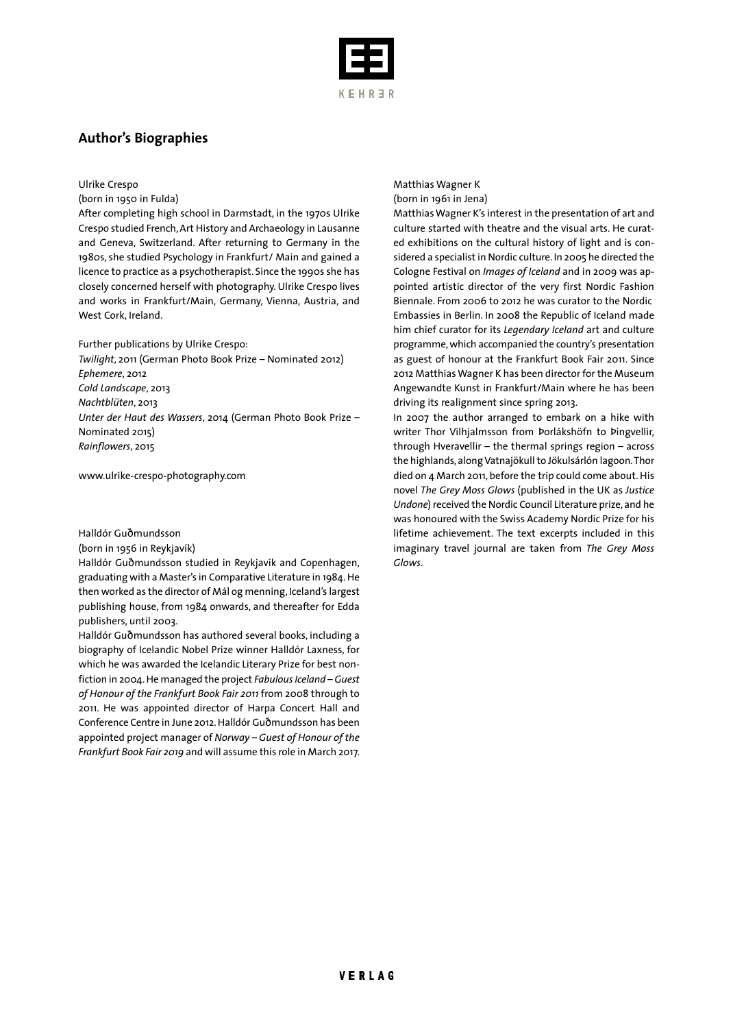## Author's Biographies

Ulrike Crespo
(born in 1950 in Fulda)
After completing high school in Darmstadt, in the 1970s Ulrike Crespo studied French, Art History and Archaeology in Lausanne and Geneva, Switzerland. After returning to Germany in the 1980s, she studied Psychology in Frankfurt/ Main and gained a licence to practice as a psychotherapist. Since the 1990s she has closely concerned herself with photography. Ulrike Crespo lives and works in Frankfurt/Main, Germany, Vienna, Austria, and West Cork, Ireland.

Further publications by Ulrike Crespo:
*Twilight*, 2011 (German Photo Book Prize – Nominated 2012)
*Ephemere*, 2012
*Cold Landscape*, 2013
*Nachtblüten*, 2013
*Unter der Haut des Wassers*, 2014 (German Photo Book Prize – Nominated 2015)
*Rainflowers*, 2015

www.ulrike-crespo-photography.com

Halldór Guðmundsson
(born in 1956 in Reykjavík)
Halldór Guðmundsson studied in Reykjavík and Copenhagen, graduating with a Master's in Comparative Literature in 1984. He then worked as the director of Mál og menning, Iceland's largest publishing house, from 1984 onwards, and thereafter for Edda publishers, until 2003.
Halldór Guðmundsson has authored several books, including a biography of Icelandic Nobel Prize winner Halldór Laxness, for which he was awarded the Icelandic Literary Prize for best non-fiction in 2004. He managed the project *Fabulous Iceland – Guest of Honour of the Frankfurt Book Fair 2011* from 2008 through to 2011. He was appointed director of Harpa Concert Hall and Conference Centre in June 2012. Halldór Guðmundsson has been appointed project manager of *Norway – Guest of Honour of the Frankfurt Book Fair 2019* and will assume this role in March 2017.

Matthias Wagner K
(born in 1961 in Jena)
Matthias Wagner K's interest in the presentation of art and culture started with theatre and the visual arts. He curated exhibitions on the cultural history of light and is considered a specialist in Nordic culture. In 2005 he directed the Cologne Festival on *Images of Iceland* and in 2009 was appointed artistic director of the very first Nordic Fashion Biennale. From 2006 to 2012 he was curator to the Nordic Embassies in Berlin. In 2008 the Republic of Iceland made him chief curator for its *Legendary Iceland* art and culture programme, which accompanied the country's presentation as guest of honour at the Frankfurt Book Fair 2011. Since 2012 Matthias Wagner K has been director for the Museum Angewandte Kunst in Frankfurt/Main where he has been driving its realignment since spring 2013.
In 2007 the author arranged to embark on a hike with writer Thor Vilhjalmsson from Þorlákshöfn to Þingvellir, through Hveravellir – the thermal springs region – across the highlands, along Vatnajökull to Jökulsárlón lagoon. Thor died on 4 March 2011, before the trip could come about. His novel *The Grey Moss Glows* (published in the UK as *Justice Undone*) received the Nordic Council Literature prize, and he was honoured with the Swiss Academy Nordic Prize for his lifetime achievement. The text excerpts included in this imaginary travel journal are taken from *The Grey Moss Glows*.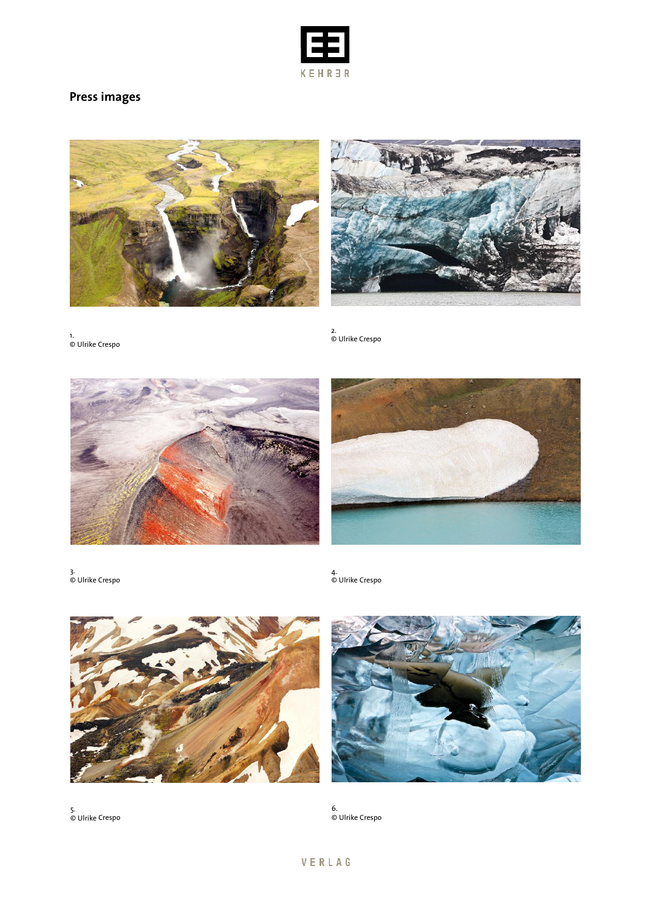## Press images

1.
© Ulrike Crespo

2.
© Ulrike Crespo

3.
© Ulrike Crespo

4.
© Ulrike Crespo

5.
© Ulrike Crespo

6.
© Ulrike Crespo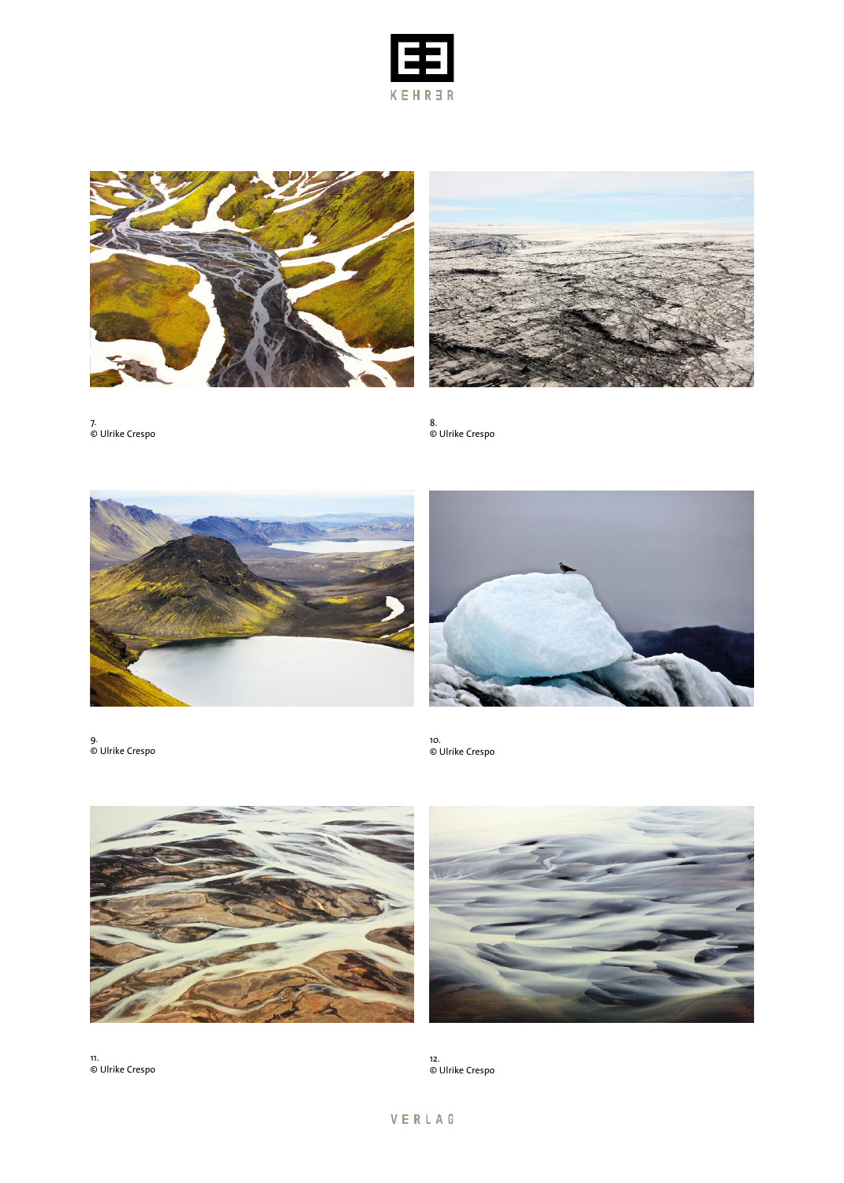7.
© Ulrike Crespo

8.
© Ulrike Crespo

9.
© Ulrike Crespo

10.
© Ulrike Crespo

11.
© Ulrike Crespo

12.
© Ulrike Crespo